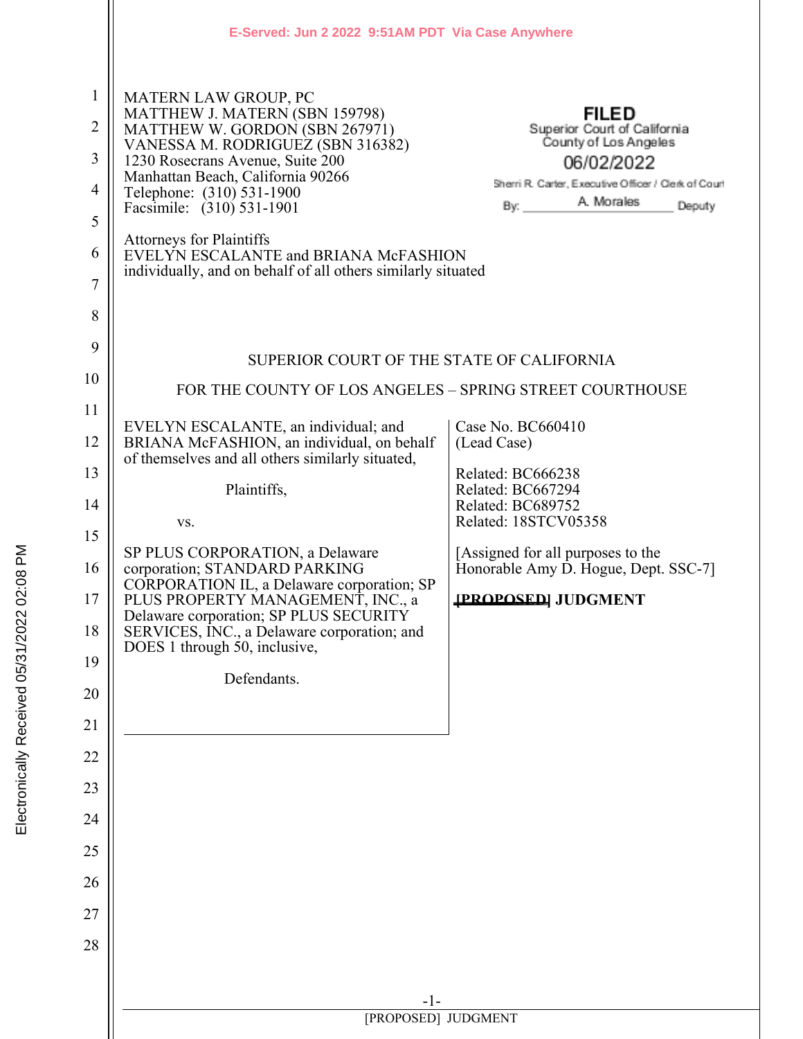E-Served: Jun 2 2022 9:51AM PDT Via Case Anywhere

MATERN LAW GROUP, PC
MATTHEW J. MATERN (SBN 159798)
MATTHEW W. GORDON (SBN 267971)
VANESSA M. RODRIGUEZ (SBN 316382)
1230 Rosecrans Avenue, Suite 200
Manhattan Beach, California 90266
Telephone: (310) 531-1900
Facsimile: (310) 531-1901

Attorneys for Plaintiffs
EVELYN ESCALANTE and BRIANA McFASHION
individually, and on behalf of all others similarly situated

FILED
Superior Court of California
County of Los Angeles
06/02/2022
Sherri R. Carter, Executive Officer / Clerk of Court
By: A. Morales Deputy

SUPERIOR COURT OF THE STATE OF CALIFORNIA

FOR THE COUNTY OF LOS ANGELES – SPRING STREET COURTHOUSE

EVELYN ESCALANTE, an individual; and BRIANA McFASHION, an individual, on behalf of themselves and all others similarly situated,

Plaintiffs,

vs.

SP PLUS CORPORATION, a Delaware corporation; STANDARD PARKING CORPORATION IL, a Delaware corporation; SP PLUS PROPERTY MANAGEMENT, INC., a Delaware corporation; SP PLUS SECURITY SERVICES, INC., a Delaware corporation; and DOES 1 through 50, inclusive,

Defendants.

Case No. BC660410
(Lead Case)

Related: BC666238
Related: BC667294
Related: BC689752
Related: 18STCV05358

[Assigned for all purposes to the Honorable Amy D. Hogue, Dept. SSC-7]

~~[PROPOSED]~~ JUDGMENT

Electronically Received 05/31/2022 02:08 PM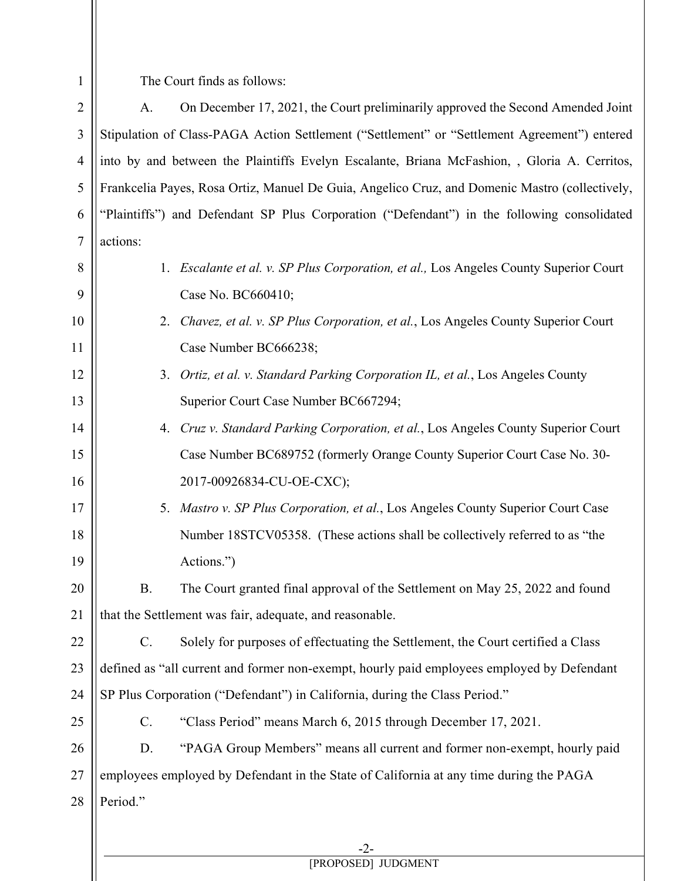The Court finds as follows:

A. On December 17, 2021, the Court preliminarily approved the Second Amended Joint Stipulation of Class-PAGA Action Settlement ("Settlement" or "Settlement Agreement") entered into by and between the Plaintiffs Evelyn Escalante, Briana McFashion, , Gloria A. Cerritos, Frankcelia Payes, Rosa Ortiz, Manuel De Guia, Angelico Cruz, and Domenic Mastro (collectively, "Plaintiffs") and Defendant SP Plus Corporation ("Defendant") in the following consolidated actions:

1. *Escalante et al. v. SP Plus Corporation, et al.,* Los Angeles County Superior Court Case No. BC660410;
2. *Chavez, et al. v. SP Plus Corporation, et al.*, Los Angeles County Superior Court Case Number BC666238;
3. *Ortiz, et al. v. Standard Parking Corporation IL, et al.*, Los Angeles County Superior Court Case Number BC667294;
4. *Cruz v. Standard Parking Corporation, et al.*, Los Angeles County Superior Court Case Number BC689752 (formerly Orange County Superior Court Case No. 30-2017-00926834-CU-OE-CXC);
5. *Mastro v. SP Plus Corporation, et al.*, Los Angeles County Superior Court Case Number 18STCV05358. (These actions shall be collectively referred to as "the Actions.")

B. The Court granted final approval of the Settlement on May 25, 2022 and found that the Settlement was fair, adequate, and reasonable.

C. Solely for purposes of effectuating the Settlement, the Court certified a Class defined as "all current and former non-exempt, hourly paid employees employed by Defendant SP Plus Corporation ("Defendant") in California, during the Class Period."

C. "Class Period" means March 6, 2015 through December 17, 2021.

D. "PAGA Group Members" means all current and former non-exempt, hourly paid employees employed by Defendant in the State of California at any time during the PAGA Period."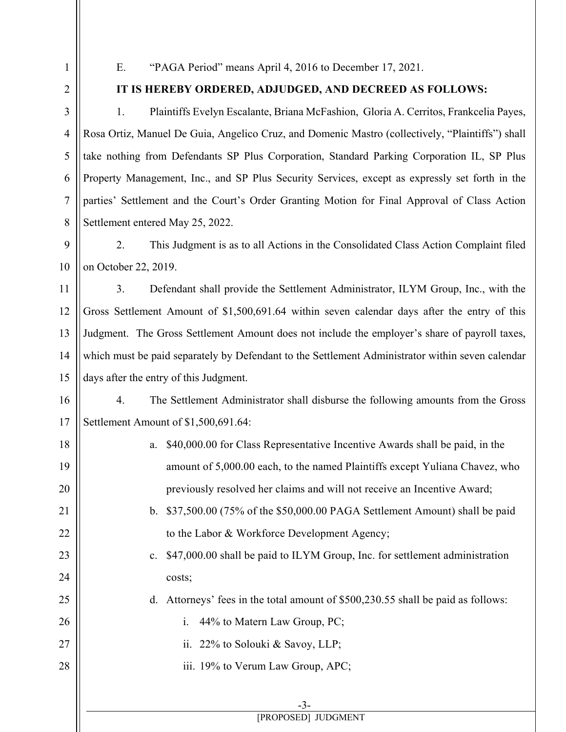E. "PAGA Period" means April 4, 2016 to December 17, 2021.

**IT IS HEREBY ORDERED, ADJUDGED, AND DECREED AS FOLLOWS:**

1. Plaintiffs Evelyn Escalante, Briana McFashion, Gloria A. Cerritos, Frankcelia Payes, Rosa Ortiz, Manuel De Guia, Angelico Cruz, and Domenic Mastro (collectively, "Plaintiffs") shall take nothing from Defendants SP Plus Corporation, Standard Parking Corporation IL, SP Plus Property Management, Inc., and SP Plus Security Services, except as expressly set forth in the parties' Settlement and the Court's Order Granting Motion for Final Approval of Class Action Settlement entered May 25, 2022.

2. This Judgment is as to all Actions in the Consolidated Class Action Complaint filed on October 22, 2019.

3. Defendant shall provide the Settlement Administrator, ILYM Group, Inc., with the Gross Settlement Amount of $1,500,691.64 within seven calendar days after the entry of this Judgment. The Gross Settlement Amount does not include the employer's share of payroll taxes, which must be paid separately by Defendant to the Settlement Administrator within seven calendar days after the entry of this Judgment.

4. The Settlement Administrator shall disburse the following amounts from the Gross Settlement Amount of $1,500,691.64:

   a. $40,000.00 for Class Representative Incentive Awards shall be paid, in the amount of 5,000.00 each, to the named Plaintiffs except Yuliana Chavez, who previously resolved her claims and will not receive an Incentive Award;

   b. $37,500.00 (75% of the $50,000.00 PAGA Settlement Amount) shall be paid to the Labor & Workforce Development Agency;

   c. $47,000.00 shall be paid to ILYM Group, Inc. for settlement administration costs;

   d. Attorneys' fees in the total amount of $500,230.55 shall be paid as follows:

      i. 44% to Matern Law Group, PC;

      ii. 22% to Solouki & Savoy, LLP;

      iii. 19% to Verum Law Group, APC;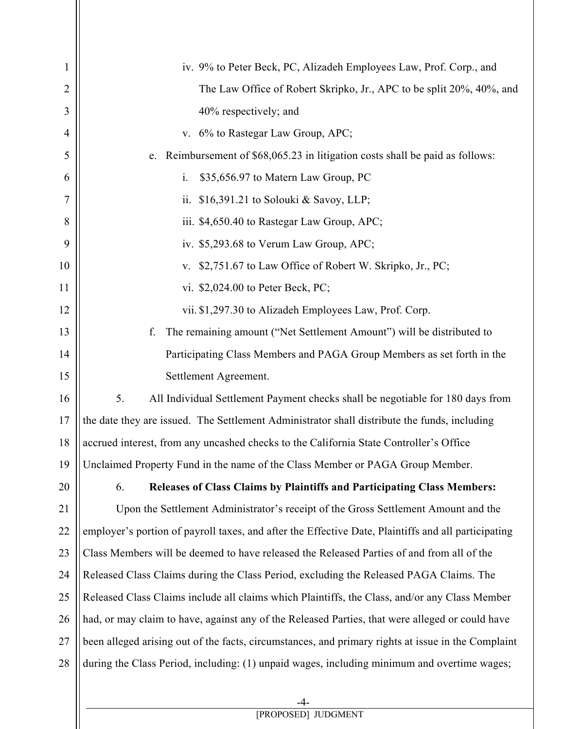iv. 9% to Peter Beck, PC, Alizadeh Employees Law, Prof. Corp., and The Law Office of Robert Skripko, Jr., APC to be split 20%, 40%, and 40% respectively; and

v. 6% to Rastegar Law Group, APC;

e. Reimbursement of $68,065.23 in litigation costs shall be paid as follows:

i. $35,656.97 to Matern Law Group, PC

ii. $16,391.21 to Solouki & Savoy, LLP;

iii. $4,650.40 to Rastegar Law Group, APC;

iv. $5,293.68 to Verum Law Group, APC;

v. $2,751.67 to Law Office of Robert W. Skripko, Jr., PC;

vi. $2,024.00 to Peter Beck, PC;

vii. $1,297.30 to Alizadeh Employees Law, Prof. Corp.

f. The remaining amount ("Net Settlement Amount") will be distributed to Participating Class Members and PAGA Group Members as set forth in the Settlement Agreement.

5. All Individual Settlement Payment checks shall be negotiable for 180 days from the date they are issued. The Settlement Administrator shall distribute the funds, including accrued interest, from any uncashed checks to the California State Controller's Office Unclaimed Property Fund in the name of the Class Member or PAGA Group Member.

6. **Releases of Class Claims by Plaintiffs and Participating Class Members:**

Upon the Settlement Administrator's receipt of the Gross Settlement Amount and the employer's portion of payroll taxes, and after the Effective Date, Plaintiffs and all participating Class Members will be deemed to have released the Released Parties of and from all of the Released Class Claims during the Class Period, excluding the Released PAGA Claims. The Released Class Claims include all claims which Plaintiffs, the Class, and/or any Class Member had, or may claim to have, against any of the Released Parties, that were alleged or could have been alleged arising out of the facts, circumstances, and primary rights at issue in the Complaint during the Class Period, including: (1) unpaid wages, including minimum and overtime wages;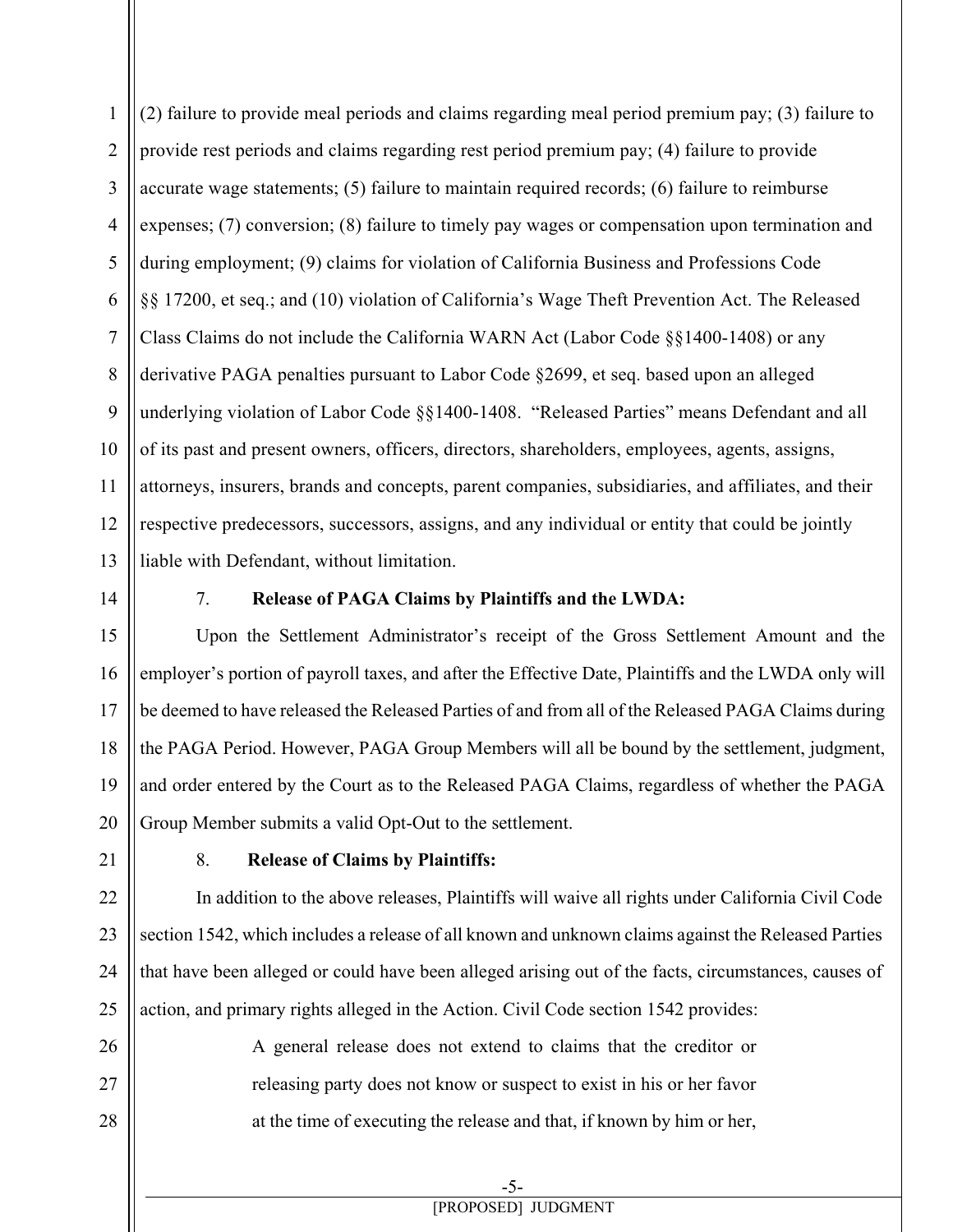(2) failure to provide meal periods and claims regarding meal period premium pay; (3) failure to provide rest periods and claims regarding rest period premium pay; (4) failure to provide accurate wage statements; (5) failure to maintain required records; (6) failure to reimburse expenses; (7) conversion; (8) failure to timely pay wages or compensation upon termination and during employment; (9) claims for violation of California Business and Professions Code §§ 17200, et seq.; and (10) violation of California's Wage Theft Prevention Act. The Released Class Claims do not include the California WARN Act (Labor Code §§1400-1408) or any derivative PAGA penalties pursuant to Labor Code §2699, et seq. based upon an alleged underlying violation of Labor Code §§1400-1408. "Released Parties" means Defendant and all of its past and present owners, officers, directors, shareholders, employees, agents, assigns, attorneys, insurers, brands and concepts, parent companies, subsidiaries, and affiliates, and their respective predecessors, successors, assigns, and any individual or entity that could be jointly liable with Defendant, without limitation.

7. **Release of PAGA Claims by Plaintiffs and the LWDA:**

Upon the Settlement Administrator's receipt of the Gross Settlement Amount and the employer's portion of payroll taxes, and after the Effective Date, Plaintiffs and the LWDA only will be deemed to have released the Released Parties of and from all of the Released PAGA Claims during the PAGA Period. However, PAGA Group Members will all be bound by the settlement, judgment, and order entered by the Court as to the Released PAGA Claims, regardless of whether the PAGA Group Member submits a valid Opt-Out to the settlement.

8. **Release of Claims by Plaintiffs:**

In addition to the above releases, Plaintiffs will waive all rights under California Civil Code section 1542, which includes a release of all known and unknown claims against the Released Parties that have been alleged or could have been alleged arising out of the facts, circumstances, causes of action, and primary rights alleged in the Action. Civil Code section 1542 provides:

> A general release does not extend to claims that the creditor or releasing party does not know or suspect to exist in his or her favor at the time of executing the release and that, if known by him or her,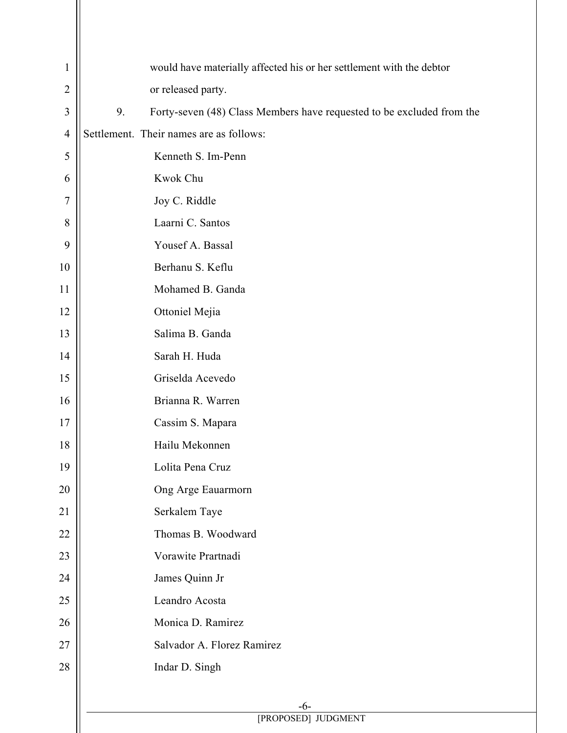would have materially affected his or her settlement with the debtor or released party.

9. Forty-seven (48) Class Members have requested to be excluded from the Settlement. Their names are as follows:

Kenneth S. Im-Penn
Kwok Chu
Joy C. Riddle
Laarni C. Santos
Yousef A. Bassal
Berhanu S. Keflu
Mohamed B. Ganda
Ottoniel Mejia
Salima B. Ganda
Sarah H. Huda
Griselda Acevedo
Brianna R. Warren
Cassim S. Mapara
Hailu Mekonnen
Lolita Pena Cruz
Ong Arge Eauarmorn
Serkalem Taye
Thomas B. Woodward
Vorawite Prartnadi
James Quinn Jr
Leandro Acosta
Monica D. Ramirez
Salvador A. Florez Ramirez
Indar D. Singh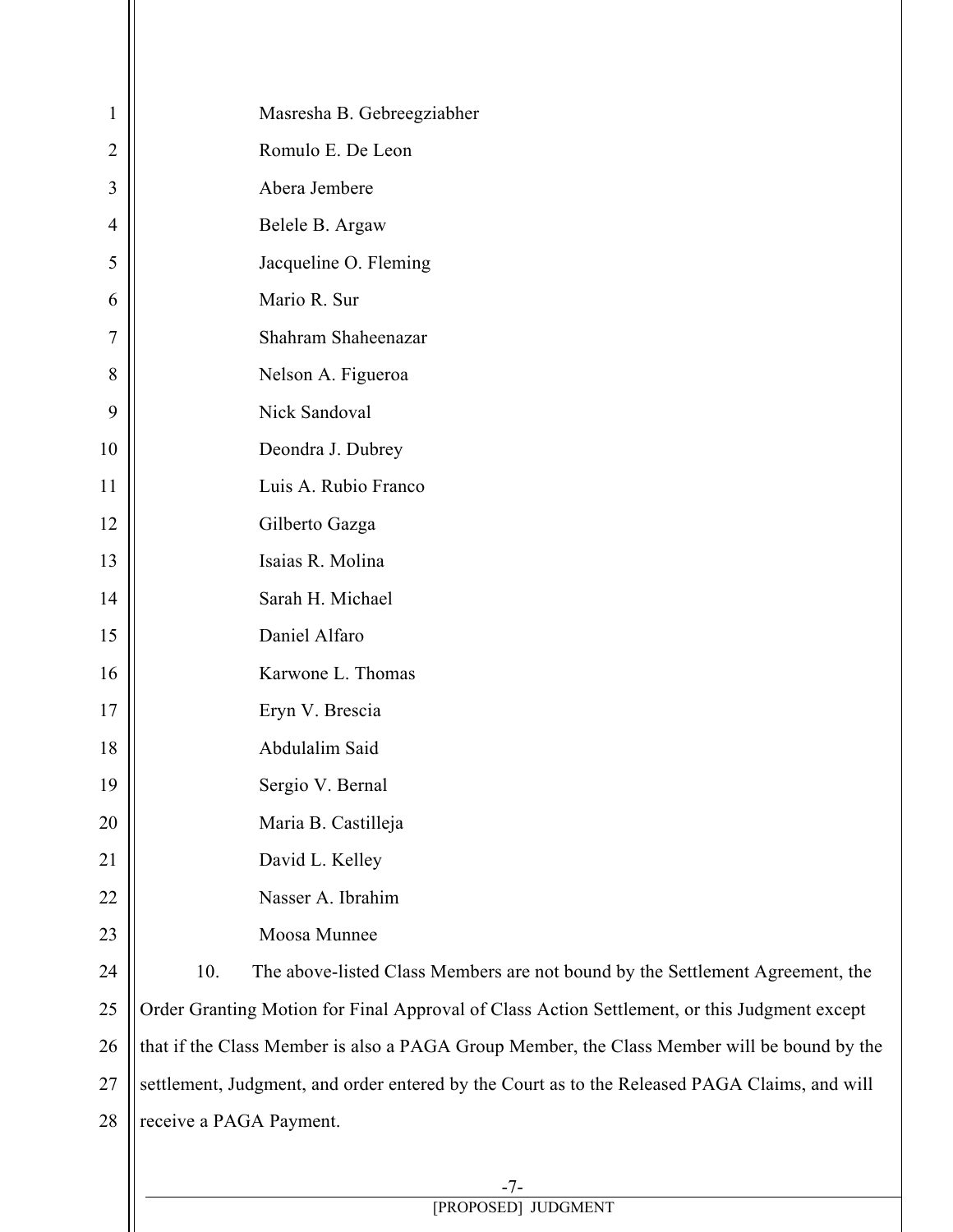Masresha B. Gebreegziabher

Romulo E. De Leon

Abera Jembere

Belele B. Argaw

Jacqueline O. Fleming

Mario R. Sur

Shahram Shaheenazar

Nelson A. Figueroa

Nick Sandoval

Deondra J. Dubrey

Luis A. Rubio Franco

Gilberto Gazga

Isaias R. Molina

Sarah H. Michael

Daniel Alfaro

Karwone L. Thomas

Eryn V. Brescia

Abdulalim Said

Sergio V. Bernal

Maria B. Castilleja

David L. Kelley

Nasser A. Ibrahim

Moosa Munnee

10. The above-listed Class Members are not bound by the Settlement Agreement, the Order Granting Motion for Final Approval of Class Action Settlement, or this Judgment except that if the Class Member is also a PAGA Group Member, the Class Member will be bound by the settlement, Judgment, and order entered by the Court as to the Released PAGA Claims, and will receive a PAGA Payment.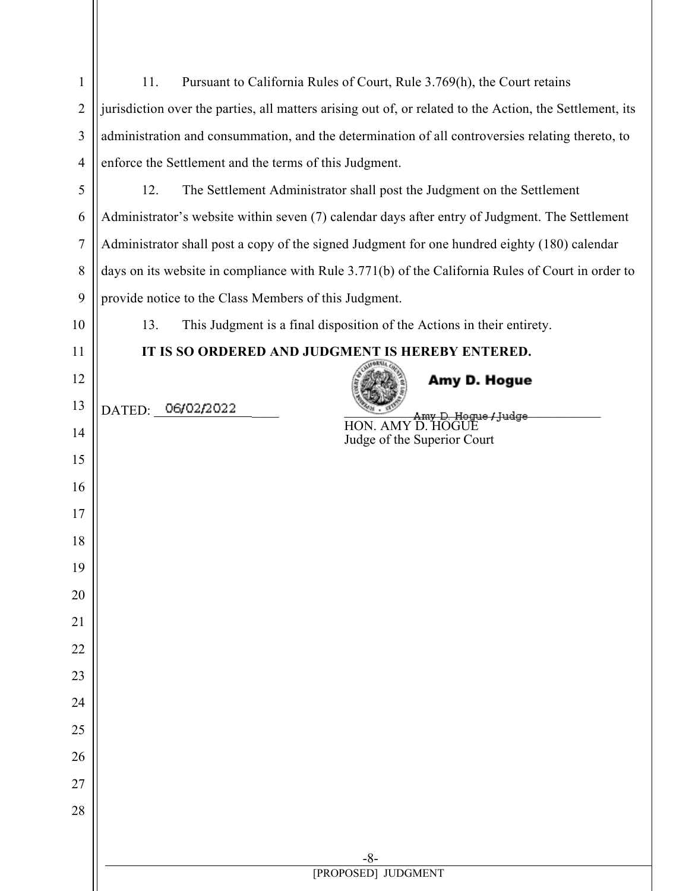11. Pursuant to California Rules of Court, Rule 3.769(h), the Court retains jurisdiction over the parties, all matters arising out of, or related to the Action, the Settlement, its administration and consummation, and the determination of all controversies relating thereto, to enforce the Settlement and the terms of this Judgment.

12. The Settlement Administrator shall post the Judgment on the Settlement Administrator's website within seven (7) calendar days after entry of Judgment. The Settlement Administrator shall post a copy of the signed Judgment for one hundred eighty (180) calendar days on its website in compliance with Rule 3.771(b) of the California Rules of Court in order to provide notice to the Class Members of this Judgment.

13. This Judgment is a final disposition of the Actions in their entirety.

**IT IS SO ORDERED AND JUDGMENT IS HEREBY ENTERED.**

DATED: 06/02/2022

Amy D. Hogue

Amy D. Hogue / Judge
HON. AMY D. HOGUE
Judge of the Superior Court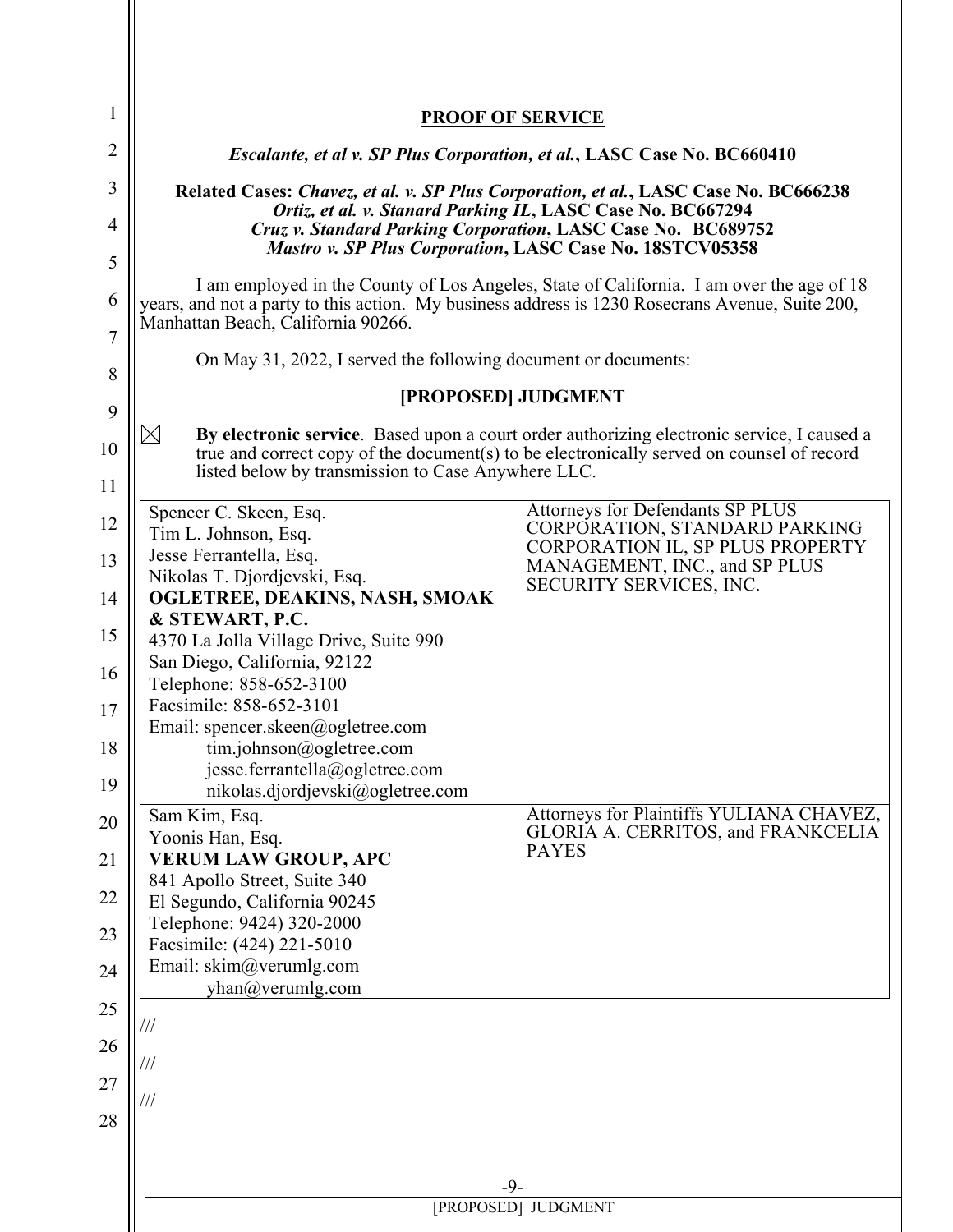# PROOF OF SERVICE

***Escalante, et al v. SP Plus Corporation, et al.*, LASC Case No. BC660410**

**Related Cases: *Chavez, et al. v. SP Plus Corporation, et al.*, LASC Case No. BC666238**
***Ortiz, et al. v. Stanard Parking IL*, LASC Case No. BC667294**
***Cruz v. Standard Parking Corporation*, LASC Case No. BC689752**
***Mastro v. SP Plus Corporation*, LASC Case No. 18STCV05358**

I am employed in the County of Los Angeles, State of California. I am over the age of 18 years, and not a party to this action. My business address is 1230 Rosecrans Avenue, Suite 200, Manhattan Beach, California 90266.

On May 31, 2022, I served the following document or documents:

**[PROPOSED] JUDGMENT**

☒ **By electronic service**. Based upon a court order authorizing electronic service, I caused a true and correct copy of the document(s) to be electronically served on counsel of record listed below by transmission to Case Anywhere LLC.

| | |
|---|---|
| Spencer C. Skeen, Esq.<br>Tim L. Johnson, Esq.<br>Jesse Ferrantella, Esq.<br>Nikolas T. Djordjevski, Esq.<br>**OGLETREE, DEAKINS, NASH, SMOAK & STEWART, P.C.**<br>4370 La Jolla Village Drive, Suite 990<br>San Diego, California, 92122<br>Telephone: 858-652-3100<br>Facsimile: 858-652-3101<br>Email: spencer.skeen@ogletree.com<br>tim.johnson@ogletree.com<br>jesse.ferrantella@ogletree.com<br>nikolas.djordjevski@ogletree.com | Attorneys for Defendants SP PLUS CORPORATION, STANDARD PARKING CORPORATION IL, SP PLUS PROPERTY MANAGEMENT, INC., and SP PLUS SECURITY SERVICES, INC. |
| Sam Kim, Esq.<br>Yoonis Han, Esq.<br>**VERUM LAW GROUP, APC**<br>841 Apollo Street, Suite 340<br>El Segundo, California 90245<br>Telephone: 9424) 320-2000<br>Facsimile: (424) 221-5010<br>Email: skim@verumlg.com<br>yhan@verumlg.com | Attorneys for Plaintiffs YULIANA CHAVEZ, GLORIA A. CERRITOS, and FRANKCELIA PAYES |

///

///

///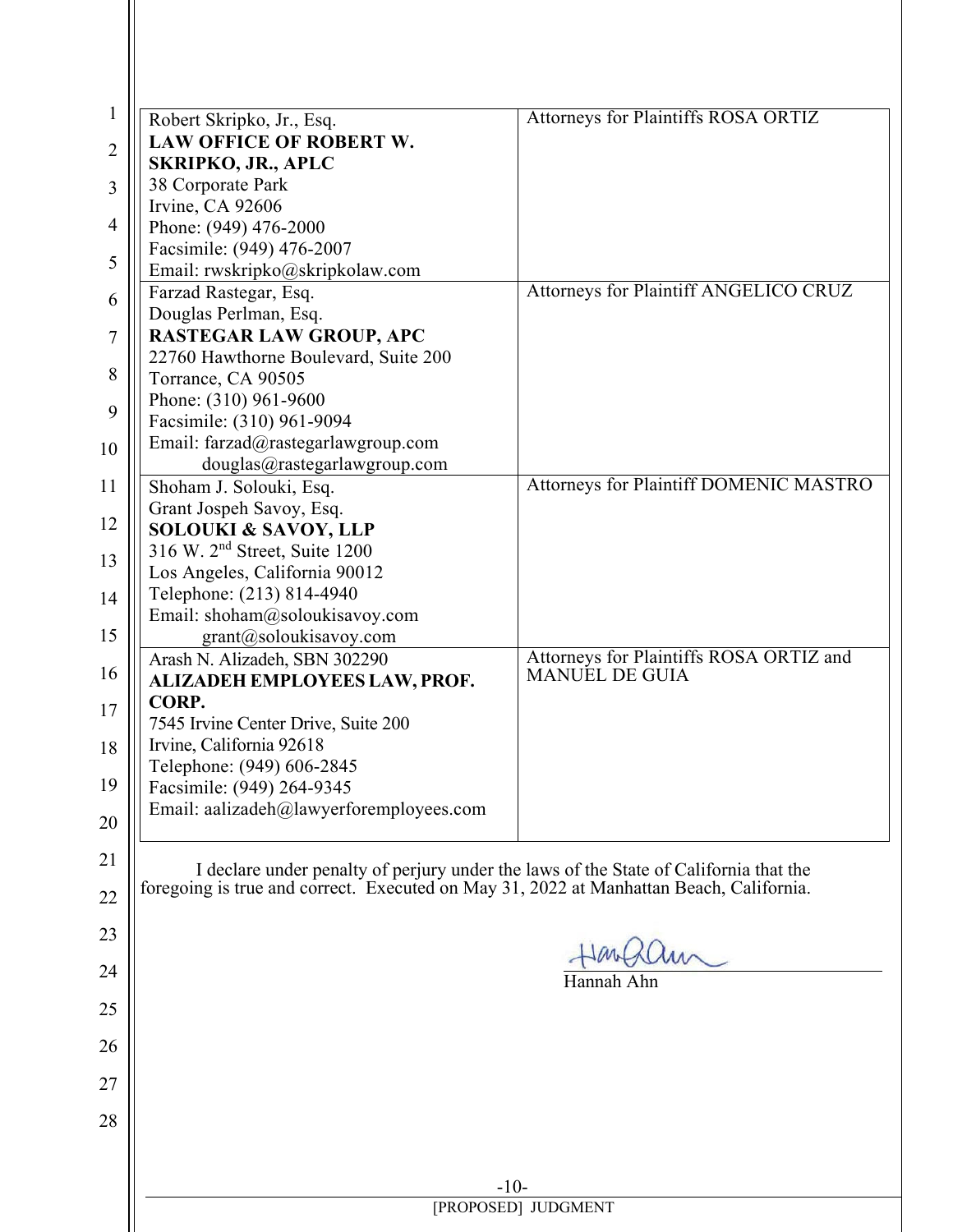| | |
|---|---|
| Robert Skripko, Jr., Esq.<br>**LAW OFFICE OF ROBERT W. SKRIPKO, JR., APLC**<br>38 Corporate Park<br>Irvine, CA 92606<br>Phone: (949) 476-2000<br>Facsimile: (949) 476-2007<br>Email: rwskripko@skripkolaw.com | Attorneys for Plaintiffs ROSA ORTIZ |
| Farzad Rastegar, Esq.<br>Douglas Perlman, Esq.<br>**RASTEGAR LAW GROUP, APC**<br>22760 Hawthorne Boulevard, Suite 200<br>Torrance, CA 90505<br>Phone: (310) 961-9600<br>Facsimile: (310) 961-9094<br>Email: farzad@rastegarlawgroup.com<br>douglas@rastegarlawgroup.com | Attorneys for Plaintiff ANGELICO CRUZ |
| Shoham J. Solouki, Esq.<br>Grant Jospeh Savoy, Esq.<br>**SOLOUKI & SAVOY, LLP**<br>316 W. 2nd Street, Suite 1200<br>Los Angeles, California 90012<br>Telephone: (213) 814-4940<br>Email: shoham@soloukisavoy.com<br>grant@soloukisavoy.com | Attorneys for Plaintiff DOMENIC MASTRO |
| Arash N. Alizadeh, SBN 302290<br>**ALIZADEH EMPLOYEES LAW, PROF. CORP.**<br>7545 Irvine Center Drive, Suite 200<br>Irvine, California 92618<br>Telephone: (949) 606-2845<br>Facsimile: (949) 264-9345<br>Email: aalizadeh@lawyerforemployees.com | Attorneys for Plaintiffs ROSA ORTIZ and MANUEL DE GUIA |

I declare under penalty of perjury under the laws of the State of California that the foregoing is true and correct. Executed on May 31, 2022 at Manhattan Beach, California.

Hannah Ahn